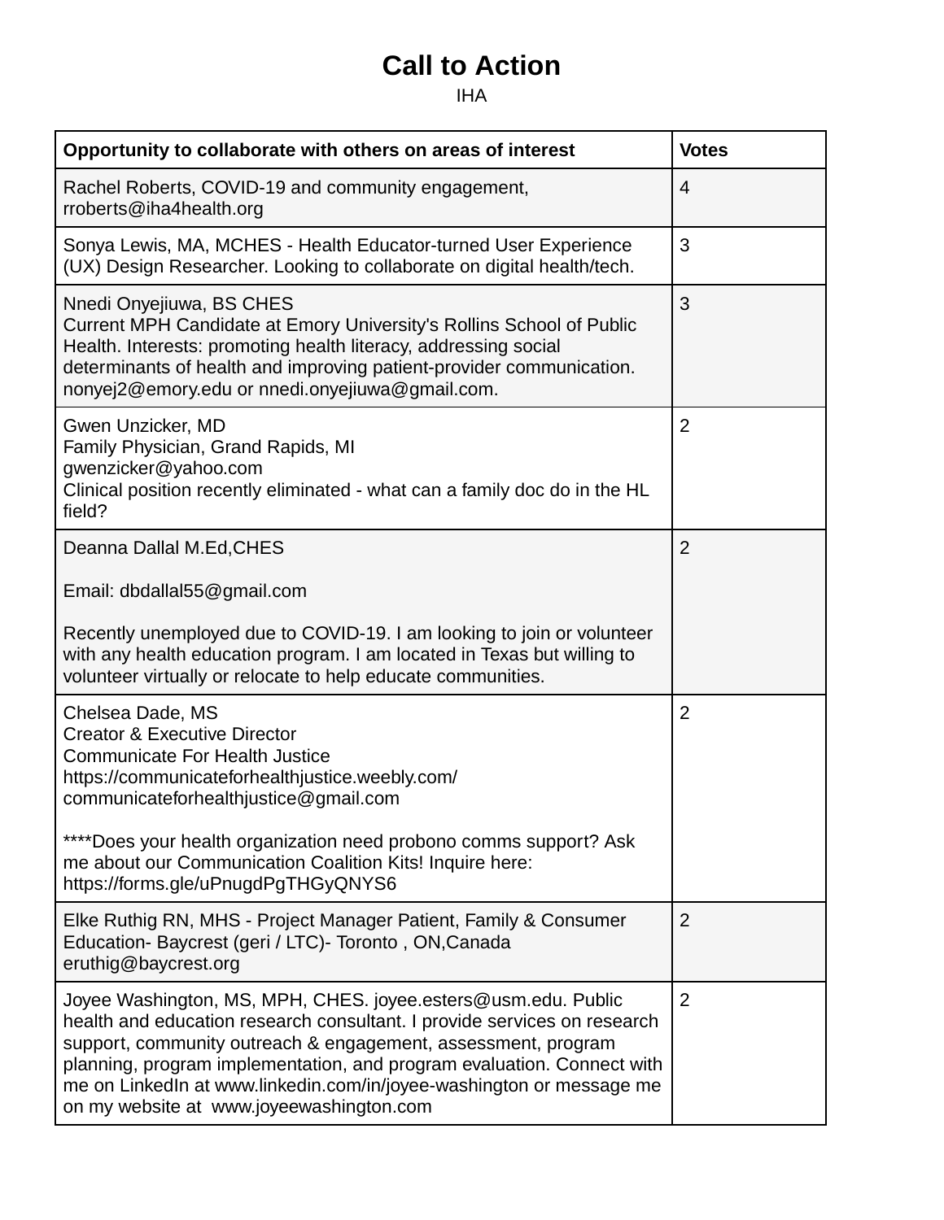# Call to Action

IHA

| Opportunity to collaborate with others on areas of interest | Votes |
|---|---|
| Rachel Roberts, COVID-19 and community engagement, rroberts@iha4health.org | 4 |
| Sonya Lewis, MA, MCHES - Health Educator-turned User Experience (UX) Design Researcher. Looking to collaborate on digital health/tech. | 3 |
| Nnedi Onyejiuwa, BS CHES<br>Current MPH Candidate at Emory University's Rollins School of Public Health. Interests: promoting health literacy, addressing social determinants of health and improving patient-provider communication. nonyej2@emory.edu or nnedi.onyejiuwa@gmail.com. | 3 |
| Gwen Unzicker, MD<br>Family Physician, Grand Rapids, MI<br>gwenzicker@yahoo.com<br>Clinical position recently eliminated - what can a family doc do in the HL field? | 2 |
| Deanna Dallal M.Ed,CHES<br><br>Email: dbdallal55@gmail.com<br><br>Recently unemployed due to COVID-19. I am looking to join or volunteer with any health education program. I am located in Texas but willing to volunteer virtually or relocate to help educate communities. | 2 |
| Chelsea Dade, MS<br>Creator & Executive Director<br>Communicate For Health Justice<br>https://communicateforhealthjustice.weebly.com/<br>communicateforhealthjustice@gmail.com<br><br>****Does your health organization need probono comms support? Ask me about our Communication Coalition Kits! Inquire here: https://forms.gle/uPnugdPgTHGyQNYS6 | 2 |
| Elke Ruthig RN, MHS - Project Manager Patient, Family & Consumer Education- Baycrest (geri / LTC)- Toronto , ON,Canada<br>eruthig@baycrest.org | 2 |
| Joyee Washington, MS, MPH, CHES. joyee.esters@usm.edu. Public health and education research consultant. I provide services on research support, community outreach & engagement, assessment, program planning, program implementation, and program evaluation. Connect with me on LinkedIn at www.linkedin.com/in/joyee-washington or message me on my website at www.joyeewashington.com | 2 |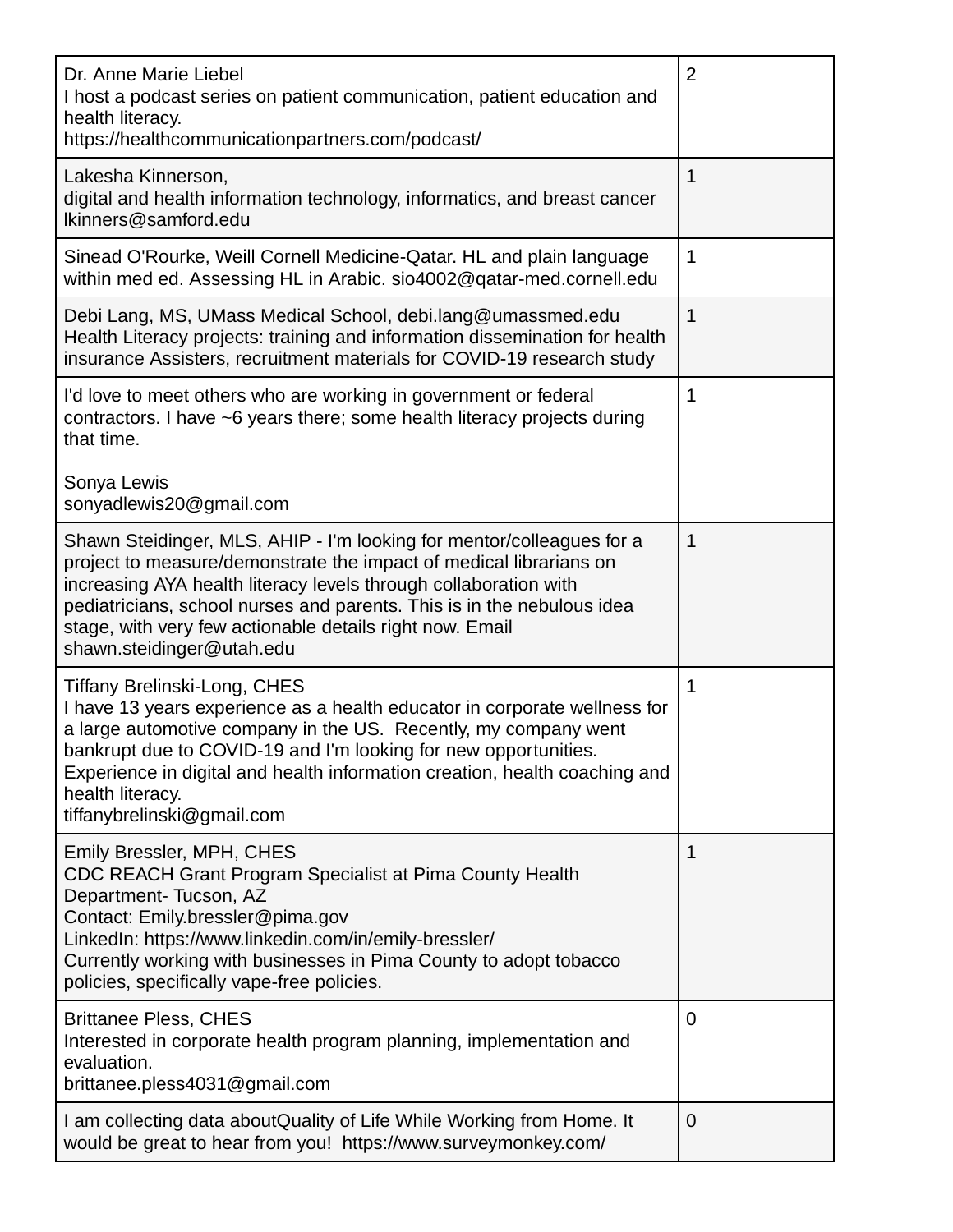| | |
|---|---|
| Dr. Anne Marie Liebel<br>I host a podcast series on patient communication, patient education and health literacy.<br>https://healthcommunicationpartners.com/podcast/ | 2 |
| Lakesha Kinnerson,<br>digital and health information technology, informatics, and breast cancer<br>lkinners@samford.edu | 1 |
| Sinead O'Rourke, Weill Cornell Medicine-Qatar. HL and plain language within med ed. Assessing HL in Arabic. sio4002@qatar-med.cornell.edu | 1 |
| Debi Lang, MS, UMass Medical School, debi.lang@umassmed.edu<br>Health Literacy projects: training and information dissemination for health insurance Assisters, recruitment materials for COVID-19 research study | 1 |
| I'd love to meet others who are working in government or federal contractors. I have ~6 years there; some health literacy projects during that time.<br><br>Sonya Lewis<br>sonyadlewis20@gmail.com | 1 |
| Shawn Steidinger, MLS, AHIP - I'm looking for mentor/colleagues for a project to measure/demonstrate the impact of medical librarians on increasing AYA health literacy levels through collaboration with pediatricians, school nurses and parents. This is in the nebulous idea stage, with very few actionable details right now. Email shawn.steidinger@utah.edu | 1 |
| Tiffany Brelinski-Long, CHES<br>I have 13 years experience as a health educator in corporate wellness for a large automotive company in the US. Recently, my company went bankrupt due to COVID-19 and I'm looking for new opportunities. Experience in digital and health information creation, health coaching and health literacy.<br>tiffanybrelinski@gmail.com | 1 |
| Emily Bressler, MPH, CHES<br>CDC REACH Grant Program Specialist at Pima County Health Department- Tucson, AZ<br>Contact: Emily.bressler@pima.gov<br>LinkedIn: https://www.linkedin.com/in/emily-bressler/<br>Currently working with businesses in Pima County to adopt tobacco policies, specifically vape-free policies. | 1 |
| Brittanee Pless, CHES<br>Interested in corporate health program planning, implementation and evaluation.<br>brittanee.pless4031@gmail.com | 0 |
| I am collecting data aboutQuality of Life While Working from Home. It would be great to hear from you! https://www.surveymonkey.com/ | 0 |